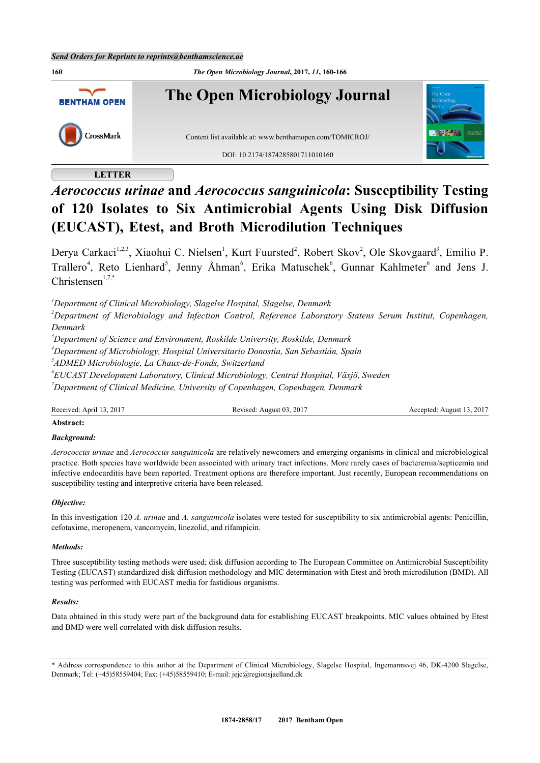LETTER

# *Aerococcus urinae* and *Aerococcus sanguinicola*: Susceptibility Testing of 120 Isolates to Six Antimicrobial Agents Using Disk Diffusion (EUCAST), Etest, and Broth Microdilution Techniques

Derya Carkaci[1,2,3], Xiaohui C. Nielsen[1], Kurt Fuursted[2], Robert Skov[2], Ole Skovgaard[3], Emilio P. Trallero[4], Reto Lienhard[5], Jenny Åhman[6], Erika Matuschek[6], Gunnar Kahlmeter[6] and Jens J. Christensen[1,7,*]

[1]*Department of Clinical Microbiology, Slagelse Hospital, Slagelse, Denmark*
[2]*Department of Microbiology and Infection Control, Reference Laboratory Statens Serum Institut, Copenhagen, Denmark*
[3]*Department of Science and Environment, Roskilde University, Roskilde, Denmark*
[4]*Department of Microbiology, Hospital Universitario Donostia, San Sebastián, Spain*
[5]*ADMED Microbiologie, La Chaux-de-Fonds, Switzerland*
[6]*EUCAST Development Laboratory, Clinical Microbiology, Central Hospital, Växjö, Sweden*
[7]*Department of Clinical Medicine, University of Copenhagen, Copenhagen, Denmark*

Received: April 13, 2017 | Revised: August 03, 2017 | Accepted: August 13, 2017

**Abstract:**

***Background:***

*Aerococcus urinae* and *Aerococcus sanguinicola* are relatively newcomers and emerging organisms in clinical and microbiological practice. Both species have worldwide been associated with urinary tract infections. More rarely cases of bacteremia/septicemia and infective endocarditis have been reported. Treatment options are therefore important. Just recently, European recommendations on susceptibility testing and interpretive criteria have been released.

***Objective:***

In this investigation 120 *A. urinae* and *A. sanguinicola* isolates were tested for susceptibility to six antimicrobial agents: Penicillin, cefotaxime, meropenem, vancomycin, linezolid, and rifampicin.

***Methods:***

Three susceptibility testing methods were used; disk diffusion according to The European Committee on Antimicrobial Susceptibility Testing (EUCAST) standardized disk diffusion methodology and MIC determination with Etest and broth microdilution (BMD). All testing was performed with EUCAST media for fastidious organisms.

***Results:***

Data obtained in this study were part of the background data for establishing EUCAST breakpoints. MIC values obtained by Etest and BMD were well correlated with disk diffusion results.

\* Address correspondence to this author at the Department of Clinical Microbiology, Slagelse Hospital, Ingemannsvej 46, DK-4200 Slagelse, Denmark; Tel: (+45)58559404; Fax: (+45)58559410; E-mail: jejc@regionsjaelland.dk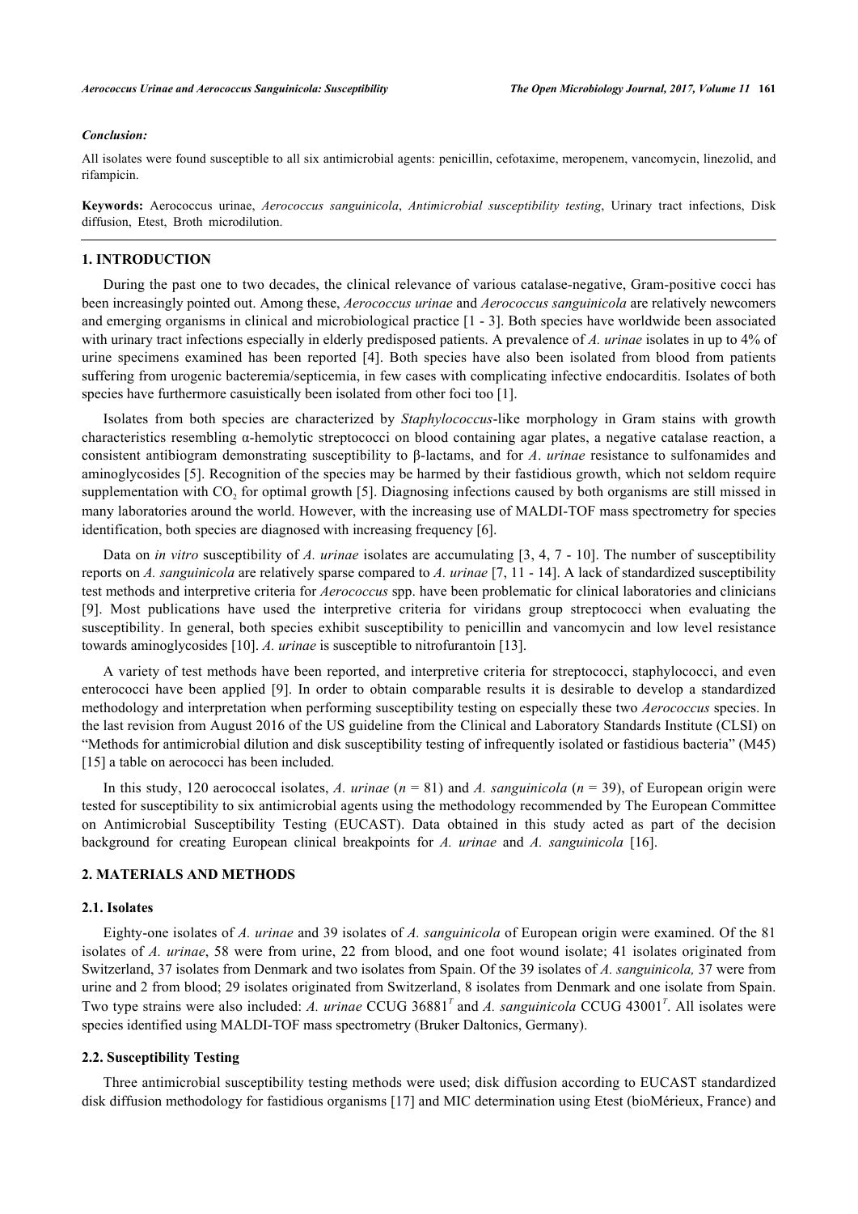*Conclusion:*

All isolates were found susceptible to all six antimicrobial agents: penicillin, cefotaxime, meropenem, vancomycin, linezolid, and rifampicin.

**Keywords:** Aerococcus urinae, *Aerococcus sanguinicola*, *Antimicrobial susceptibility testing*, Urinary tract infections, Disk diffusion, Etest, Broth microdilution.

## 1. INTRODUCTION

During the past one to two decades, the clinical relevance of various catalase-negative, Gram-positive cocci has been increasingly pointed out. Among these, *Aerococcus urinae* and *Aerococcus sanguinicola* are relatively newcomers and emerging organisms in clinical and microbiological practice [1 - 3]. Both species have worldwide been associated with urinary tract infections especially in elderly predisposed patients. A prevalence of *A. urinae* isolates in up to 4% of urine specimens examined has been reported [4]. Both species have also been isolated from blood from patients suffering from urogenic bacteremia/septicemia, in few cases with complicating infective endocarditis. Isolates of both species have furthermore casuistically been isolated from other foci too [1].

Isolates from both species are characterized by *Staphylococcus*-like morphology in Gram stains with growth characteristics resembling α-hemolytic streptococci on blood containing agar plates, a negative catalase reaction, a consistent antibiogram demonstrating susceptibility to β-lactams, and for *A. urinae* resistance to sulfonamides and aminoglycosides [5]. Recognition of the species may be harmed by their fastidious growth, which not seldom require supplementation with $CO_2$ for optimal growth [5]. Diagnosing infections caused by both organisms are still missed in many laboratories around the world. However, with the increasing use of MALDI-TOF mass spectrometry for species identification, both species are diagnosed with increasing frequency [6].

Data on *in vitro* susceptibility of *A. urinae* isolates are accumulating [3, 4, 7 - 10]. The number of susceptibility reports on *A. sanguinicola* are relatively sparse compared to *A. urinae* [7, 11 - 14]. A lack of standardized susceptibility test methods and interpretive criteria for *Aerococcus* spp. have been problematic for clinical laboratories and clinicians [9]. Most publications have used the interpretive criteria for viridans group streptococci when evaluating the susceptibility. In general, both species exhibit susceptibility to penicillin and vancomycin and low level resistance towards aminoglycosides [10]. *A. urinae* is susceptible to nitrofurantoin [13].

A variety of test methods have been reported, and interpretive criteria for streptococci, staphylococci, and even enterococci have been applied [9]. In order to obtain comparable results it is desirable to develop a standardized methodology and interpretation when performing susceptibility testing on especially these two *Aerococcus* species. In the last revision from August 2016 of the US guideline from the Clinical and Laboratory Standards Institute (CLSI) on "Methods for antimicrobial dilution and disk susceptibility testing of infrequently isolated or fastidious bacteria" (M45) [15] a table on aerococci has been included.

In this study, 120 aerococcal isolates, *A. urinae* ($n$ = 81) and *A. sanguinicola* ($n$ = 39), of European origin were tested for susceptibility to six antimicrobial agents using the methodology recommended by The European Committee on Antimicrobial Susceptibility Testing (EUCAST). Data obtained in this study acted as part of the decision background for creating European clinical breakpoints for *A. urinae* and *A. sanguinicola* [16].

## 2. MATERIALS AND METHODS

### 2.1. Isolates

Eighty-one isolates of *A. urinae* and 39 isolates of *A. sanguinicola* of European origin were examined. Of the 81 isolates of *A. urinae*, 58 were from urine, 22 from blood, and one foot wound isolate; 41 isolates originated from Switzerland, 37 isolates from Denmark and two isolates from Spain. Of the 39 isolates of *A. sanguinicola,* 37 were from urine and 2 from blood; 29 isolates originated from Switzerland, 8 isolates from Denmark and one isolate from Spain. Two type strains were also included: *A. urinae* CCUG 36881[T] and *A. sanguinicola* CCUG 43001[T]. All isolates were species identified using MALDI-TOF mass spectrometry (Bruker Daltonics, Germany).

### 2.2. Susceptibility Testing

Three antimicrobial susceptibility testing methods were used; disk diffusion according to EUCAST standardized disk diffusion methodology for fastidious organisms [17] and MIC determination using Etest (bioMérieux, France) and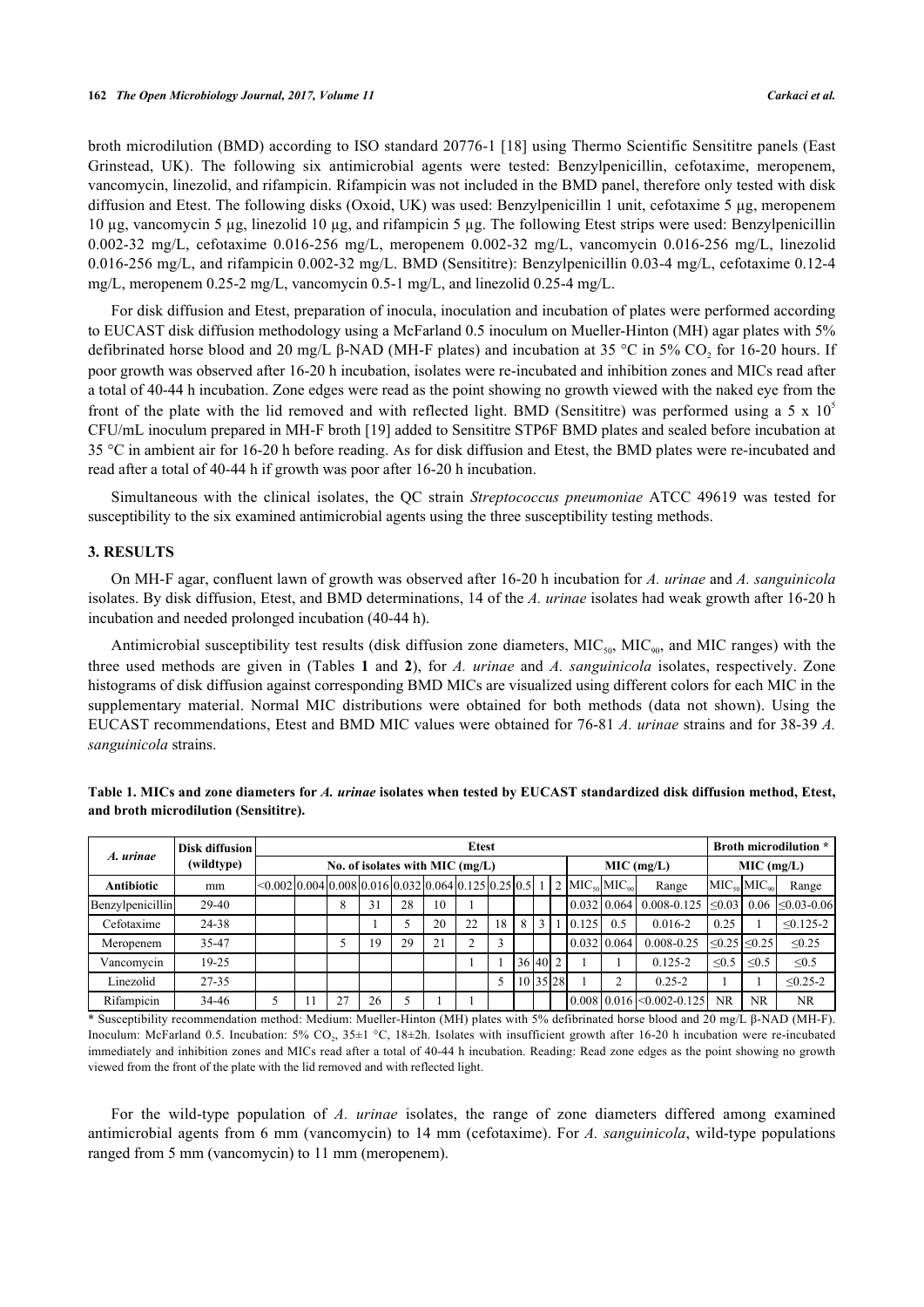broth microdilution (BMD) according to ISO standard 20776-1 [18] using Thermo Scientific Sensititre panels (East Grinstead, UK). The following six antimicrobial agents were tested: Benzylpenicillin, cefotaxime, meropenem, vancomycin, linezolid, and rifampicin. Rifampicin was not included in the BMD panel, therefore only tested with disk diffusion and Etest. The following disks (Oxoid, UK) was used: Benzylpenicillin 1 unit, cefotaxime 5 µg, meropenem 10 µg, vancomycin 5 µg, linezolid 10 µg, and rifampicin 5 µg. The following Etest strips were used: Benzylpenicillin 0.002-32 mg/L, cefotaxime 0.016-256 mg/L, meropenem 0.002-32 mg/L, vancomycin 0.016-256 mg/L, linezolid 0.016-256 mg/L, and rifampicin 0.002-32 mg/L. BMD (Sensititre): Benzylpenicillin 0.03-4 mg/L, cefotaxime 0.12-4 mg/L, meropenem 0.25-2 mg/L, vancomycin 0.5-1 mg/L, and linezolid 0.25-4 mg/L.

For disk diffusion and Etest, preparation of inocula, inoculation and incubation of plates were performed according to EUCAST disk diffusion methodology using a McFarland 0.5 inoculum on Mueller-Hinton (MH) agar plates with 5% defibrinated horse blood and 20 mg/L β-NAD (MH-F plates) and incubation at 35 °C in 5% $CO_2$ for 16-20 hours. If poor growth was observed after 16-20 h incubation, isolates were re-incubated and inhibition zones and MICs read after a total of 40-44 h incubation. Zone edges were read as the point showing no growth viewed with the naked eye from the front of the plate with the lid removed and with reflected light. BMD (Sensititre) was performed using a 5 x $10^5$ CFU/mL inoculum prepared in MH-F broth [19] added to Sensititre STP6F BMD plates and sealed before incubation at 35 °C in ambient air for 16-20 h before reading. As for disk diffusion and Etest, the BMD plates were re-incubated and read after a total of 40-44 h if growth was poor after 16-20 h incubation.

Simultaneous with the clinical isolates, the QC strain *Streptococcus pneumoniae* ATCC 49619 was tested for susceptibility to the six examined antimicrobial agents using the three susceptibility testing methods.

## 3. RESULTS

On MH-F agar, confluent lawn of growth was observed after 16-20 h incubation for *A. urinae* and *A. sanguinicola* isolates. By disk diffusion, Etest, and BMD determinations, 14 of the *A. urinae* isolates had weak growth after 16-20 h incubation and needed prolonged incubation (40-44 h).

Antimicrobial susceptibility test results (disk diffusion zone diameters, $MIC_{50}$, $MIC_{90}$, and MIC ranges) with the three used methods are given in (Tables **1** and **2**), for *A. urinae* and *A. sanguinicola* isolates, respectively. Zone histograms of disk diffusion against corresponding BMD MICs are visualized using different colors for each MIC in the supplementary material. Normal MIC distributions were obtained for both methods (data not shown). Using the EUCAST recommendations, Etest and BMD MIC values were obtained for 76-81 *A. urinae* strains and for 38-39 *A. sanguinicola* strains.

**Table 1. MICs and zone diameters for *A. urinae* isolates when tested by EUCAST standardized disk diffusion method, Etest, and broth microdilution (Sensititre).**

| *A. urinae* | Disk diffusion (wildtype) | Etest | | | | | | | | | | | | | | Broth microdilution * | | |
|---|---|---|---|---|---|---|---|---|---|---|---|---|---|---|---|---|---|---|
| | | No. of isolates with MIC (mg/L) | | | | | | | | | | | MIC (mg/L) | | | MIC (mg/L) | | |
| **Antibiotic** | mm | <0.002 | 0.004 | 0.008 | 0.016 | 0.032 | 0.064 | 0.125 | 0.25 | 0.5 | 1 | 2 | $MIC_{50}$ | $MIC_{90}$ | Range | $MIC_{50}$ | $MIC_{90}$ | Range |
| Benzylpenicillin | 29-40 | | | 8 | 31 | 28 | 10 | 1 | | | | | 0.032 | 0.064 | 0.008-0.125 | ≤0.03 | 0.06 | ≤0.03-0.06 |
| Cefotaxime | 24-38 | | | | 1 | 5 | 20 | 22 | 18 | 8 | 3 | 1 | 0.125 | 0.5 | 0.016-2 | 0.25 | 1 | ≤0.125-2 |
| Meropenem | 35-47 | | | 5 | 19 | 29 | 21 | 2 | 3 | | | | 0.032 | 0.064 | 0.008-0.25 | ≤0.25 | ≤0.25 | ≤0.25 |
| Vancomycin | 19-25 | | | | | | | 1 | 1 | 36 | 40 | 2 | 1 | 1 | 0.125-2 | ≤0.5 | ≤0.5 | ≤0.5 |
| Linezolid | 27-35 | | | | | | | | 5 | 10 | 35 | 28 | 1 | 2 | 0.25-2 | 1 | 1 | ≤0.25-2 |
| Rifampicin | 34-46 | 5 | 11 | 27 | 26 | 5 | 1 | 1 | | | | | 0.008 | 0.016 | <0.002-0.125 | NR | NR | NR |

\* Susceptibility recommendation method: Medium: Mueller-Hinton (MH) plates with 5% defibrinated horse blood and 20 mg/L β-NAD (MH-F). Inoculum: McFarland 0.5. Incubation: 5% $CO_2$, 35±1 °C, 18±2h. Isolates with insufficient growth after 16-20 h incubation were re-incubated immediately and inhibition zones and MICs read after a total of 40-44 h incubation. Reading: Read zone edges as the point showing no growth viewed from the front of the plate with the lid removed and with reflected light.

For the wild-type population of *A. urinae* isolates, the range of zone diameters differed among examined antimicrobial agents from 6 mm (vancomycin) to 14 mm (cefotaxime). For *A. sanguinicola*, wild-type populations ranged from 5 mm (vancomycin) to 11 mm (meropenem).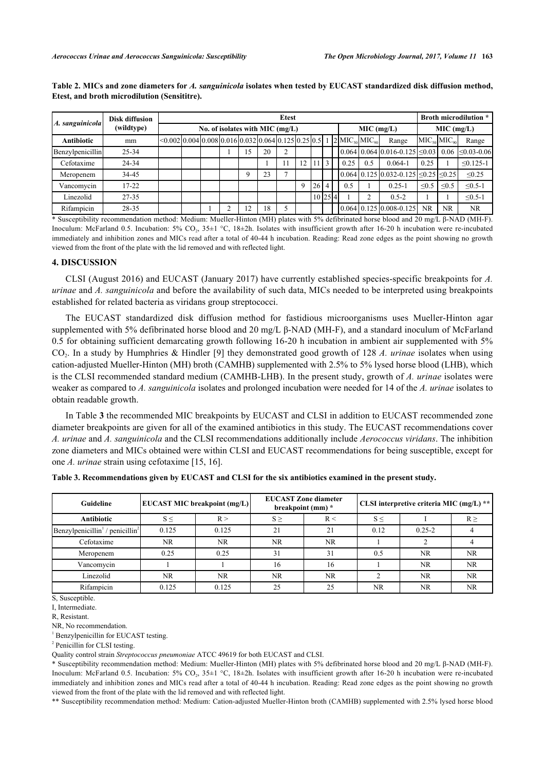**Table 2. MICs and zone diameters for *A. sanguinicola* isolates when tested by EUCAST standardized disk diffusion method, Etest, and broth microdilution (Sensititre).**

| *A. sanguinicola* | Disk diffusion (wildtype) | Etest | | | | | | | | | | | | | | Broth microdilution * | | |
|---|---|---|---|---|---|---|---|---|---|---|---|---|---|---|---|---|---|---|
| | | No. of isolates with MIC (mg/L) | | | | | | | | | | | MIC (mg/L) | | | MIC (mg/L) | | |
| **Antibiotic** | mm | <0.002 | 0.004 | 0.008 | 0.016 | 0.032 | 0.064 | 0.125 | 0.25 | 0.5 | 1 | 2 | $MIC_{50}$ | $MIC_{90}$ | Range | $MIC_{50}$ | $MIC_{90}$ | Range |
| Benzylpenicillin | 25-34 | | | | 1 | 15 | 20 | 2 | | | | | 0.064 | 0.064 | 0.016-0.125 | ≤0.03 | 0.06 | ≤0.03-0.06 |
| Cefotaxime | 24-34 | | | | | | 1 | 11 | 12 | 11 | 3 | | 0.25 | 0.5 | 0.064-1 | 0.25 | 1 | ≤0.125-1 |
| Meropenem | 34-45 | | | | | 9 | 23 | 7 | | | | | 0.064 | 0.125 | 0.032-0.125 | ≤0.25 | ≤0.25 | ≤0.25 |
| Vancomycin | 17-22 | | | | | | | | 9 | 26 | 4 | | 0.5 | 1 | 0.25-1 | ≤0.5 | ≤0.5 | ≤0.5-1 |
| Linezolid | 27-35 | | | | | | | | | 10 | 25 | 4 | 1 | 2 | 0.5-2 | 1 | 1 | ≤0.5-1 |
| Rifampicin | 28-35 | | | 1 | 2 | 12 | 18 | 5 | | | | | 0.064 | 0.125 | 0.008-0.125 | NR | NR | NR |

\* Susceptibility recommendation method: Medium: Mueller-Hinton (MH) plates with 5% defibrinated horse blood and 20 mg/L β-NAD (MH-F). Inoculum: McFarland 0.5. Incubation: 5% $CO_2$, 35±1 °C, 18±2h. Isolates with insufficient growth after 16-20 h incubation were re-incubated immediately and inhibition zones and MICs read after a total of 40-44 h incubation. Reading: Read zone edges as the point showing no growth viewed from the front of the plate with the lid removed and with reflected light.

## 4. DISCUSSION

CLSI (August 2016) and EUCAST (January 2017) have currently established species-specific breakpoints for *A. urinae* and *A. sanguinicola* and before the availability of such data, MICs needed to be interpreted using breakpoints established for related bacteria as viridans group streptococci.

The EUCAST standardized disk diffusion method for fastidious microorganisms uses Mueller-Hinton agar supplemented with 5% defibrinated horse blood and 20 mg/L β-NAD (MH-F), and a standard inoculum of McFarland 0.5 for obtaining sufficient demarcating growth following 16-20 h incubation in ambient air supplemented with 5% $CO_2$. In a study by Humphries & Hindler [9] they demonstrated good growth of 128 *A. urinae* isolates when using cation-adjusted Mueller-Hinton (MH) broth (CAMHB) supplemented with 2.5% to 5% lysed horse blood (LHB), which is the CLSI recommended standard medium (CAMHB-LHB). In the present study, growth of *A. urinae* isolates were weaker as compared to *A. sanguinicola* isolates and prolonged incubation were needed for 14 of the *A. urinae* isolates to obtain readable growth.

In Table **3** the recommended MIC breakpoints by EUCAST and CLSI in addition to EUCAST recommended zone diameter breakpoints are given for all of the examined antibiotics in this study. The EUCAST recommendations cover *A. urinae* and *A. sanguinicola* and the CLSI recommendations additionally include *Aerococcus viridans*. The inhibition zone diameters and MICs obtained were within CLSI and EUCAST recommendations for being susceptible, except for one *A. urinae* strain using cefotaxime [15, 16].

**Table 3. Recommendations given by EUCAST and CLSI for the six antibiotics examined in the present study.**

| Guideline | EUCAST MIC breakpoint (mg/L) | | EUCAST Zone diameter breakpoint (mm) * | | CLSI interpretive criteria MIC (mg/L) ** | | |
|---|---|---|---|---|---|---|---|
| **Antibiotic** | S ≤ | R > | S ≥ | R < | S ≤ | I | R ≥ |
| Benzylpenicillin[1] / penicillin[2] | 0.125 | 0.125 | 21 | 21 | 0.12 | 0.25-2 | 4 |
| Cefotaxime | NR | NR | NR | NR | 1 | 2 | 4 |
| Meropenem | 0.25 | 0.25 | 31 | 31 | 0.5 | NR | NR |
| Vancomycin | 1 | 1 | 16 | 16 | 1 | NR | NR |
| Linezolid | NR | NR | NR | NR | 2 | NR | NR |
| Rifampicin | 0.125 | 0.125 | 25 | 25 | NR | NR | NR |

S, Susceptible.

I, Intermediate.

R, Resistant.

NR, No recommendation.

[1] Benzylpenicillin for EUCAST testing.

[2] Penicillin for CLSI testing.

Quality control strain *Streptococcus pneumoniae* ATCC 49619 for both EUCAST and CLSI.

\* Susceptibility recommendation method: Medium: Mueller-Hinton (MH) plates with 5% defibrinated horse blood and 20 mg/L β-NAD (MH-F). Inoculum: McFarland 0.5. Incubation: 5% $CO_2$, 35±1 °C, 18±2h. Isolates with insufficient growth after 16-20 h incubation were re-incubated immediately and inhibition zones and MICs read after a total of 40-44 h incubation. Reading: Read zone edges as the point showing no growth viewed from the front of the plate with the lid removed and with reflected light.

\*\* Susceptibility recommendation method: Medium: Cation-adjusted Mueller-Hinton broth (CAMHB) supplemented with 2.5% lysed horse blood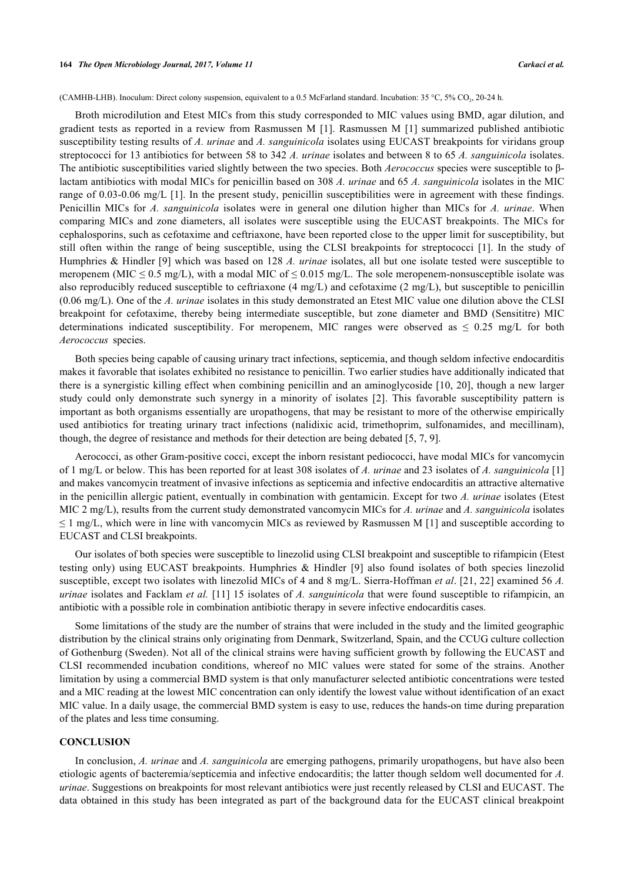(CAMHB-LHB). Inoculum: Direct colony suspension, equivalent to a 0.5 McFarland standard. Incubation: 35 °C, 5% $CO_2$, 20-24 h.

Broth microdilution and Etest MICs from this study corresponded to MIC values using BMD, agar dilution, and gradient tests as reported in a review from Rasmussen M [1]. Rasmussen M [1] summarized published antibiotic susceptibility testing results of *A. urinae* and *A. sanguinicola* isolates using EUCAST breakpoints for viridans group streptococci for 13 antibiotics for between 58 to 342 *A. urinae* isolates and between 8 to 65 *A. sanguinicola* isolates. The antibiotic susceptibilities varied slightly between the two species. Both *Aerococcus* species were susceptible to β-lactam antibiotics with modal MICs for penicillin based on 308 *A. urinae* and 65 *A. sanguinicola* isolates in the MIC range of 0.03-0.06 mg/L [1]. In the present study, penicillin susceptibilities were in agreement with these findings. Penicillin MICs for *A. sanguinicola* isolates were in general one dilution higher than MICs for *A. urinae*. When comparing MICs and zone diameters, all isolates were susceptible using the EUCAST breakpoints. The MICs for cephalosporins, such as cefotaxime and ceftriaxone, have been reported close to the upper limit for susceptibility, but still often within the range of being susceptible, using the CLSI breakpoints for streptococci [1]. In the study of Humphries & Hindler [9] which was based on 128 *A. urinae* isolates, all but one isolate tested were susceptible to meropenem (MIC ≤ 0.5 mg/L), with a modal MIC of ≤ 0.015 mg/L. The sole meropenem-nonsusceptible isolate was also reproducibly reduced susceptible to ceftriaxone (4 mg/L) and cefotaxime (2 mg/L), but susceptible to penicillin (0.06 mg/L). One of the *A. urinae* isolates in this study demonstrated an Etest MIC value one dilution above the CLSI breakpoint for cefotaxime, thereby being intermediate susceptible, but zone diameter and BMD (Sensititre) MIC determinations indicated susceptibility. For meropenem, MIC ranges were observed as ≤ 0.25 mg/L for both *Aerococcus* species.

Both species being capable of causing urinary tract infections, septicemia, and though seldom infective endocarditis makes it favorable that isolates exhibited no resistance to penicillin. Two earlier studies have additionally indicated that there is a synergistic killing effect when combining penicillin and an aminoglycoside [10, 20], though a new larger study could only demonstrate such synergy in a minority of isolates [2]. This favorable susceptibility pattern is important as both organisms essentially are uropathogens, that may be resistant to more of the otherwise empirically used antibiotics for treating urinary tract infections (nalidixic acid, trimethoprim, sulfonamides, and mecillinam), though, the degree of resistance and methods for their detection are being debated [5, 7, 9].

Aerococci, as other Gram-positive cocci, except the inborn resistant pediococci, have modal MICs for vancomycin of 1 mg/L or below. This has been reported for at least 308 isolates of *A. urinae* and 23 isolates of *A. sanguinicola* [1] and makes vancomycin treatment of invasive infections as septicemia and infective endocarditis an attractive alternative in the penicillin allergic patient, eventually in combination with gentamicin. Except for two *A. urinae* isolates (Etest MIC 2 mg/L), results from the current study demonstrated vancomycin MICs for *A. urinae* and *A. sanguinicola* isolates ≤ 1 mg/L, which were in line with vancomycin MICs as reviewed by Rasmussen M [1] and susceptible according to EUCAST and CLSI breakpoints.

Our isolates of both species were susceptible to linezolid using CLSI breakpoint and susceptible to rifampicin (Etest testing only) using EUCAST breakpoints. Humphries & Hindler [9] also found isolates of both species linezolid susceptible, except two isolates with linezolid MICs of 4 and 8 mg/L. Sierra-Hoffman *et al*. [21, 22] examined 56 *A. urinae* isolates and Facklam *et al.* [11] 15 isolates of *A. sanguinicola* that were found susceptible to rifampicin, an antibiotic with a possible role in combination antibiotic therapy in severe infective endocarditis cases.

Some limitations of the study are the number of strains that were included in the study and the limited geographic distribution by the clinical strains only originating from Denmark, Switzerland, Spain, and the CCUG culture collection of Gothenburg (Sweden). Not all of the clinical strains were having sufficient growth by following the EUCAST and CLSI recommended incubation conditions, whereof no MIC values were stated for some of the strains. Another limitation by using a commercial BMD system is that only manufacturer selected antibiotic concentrations were tested and a MIC reading at the lowest MIC concentration can only identify the lowest value without identification of an exact MIC value. In a daily usage, the commercial BMD system is easy to use, reduces the hands-on time during preparation of the plates and less time consuming.

## CONCLUSION

In conclusion, *A. urinae* and *A. sanguinicola* are emerging pathogens, primarily uropathogens, but have also been etiologic agents of bacteremia/septicemia and infective endocarditis; the latter though seldom well documented for *A. urinae*. Suggestions on breakpoints for most relevant antibiotics were just recently released by CLSI and EUCAST. The data obtained in this study has been integrated as part of the background data for the EUCAST clinical breakpoint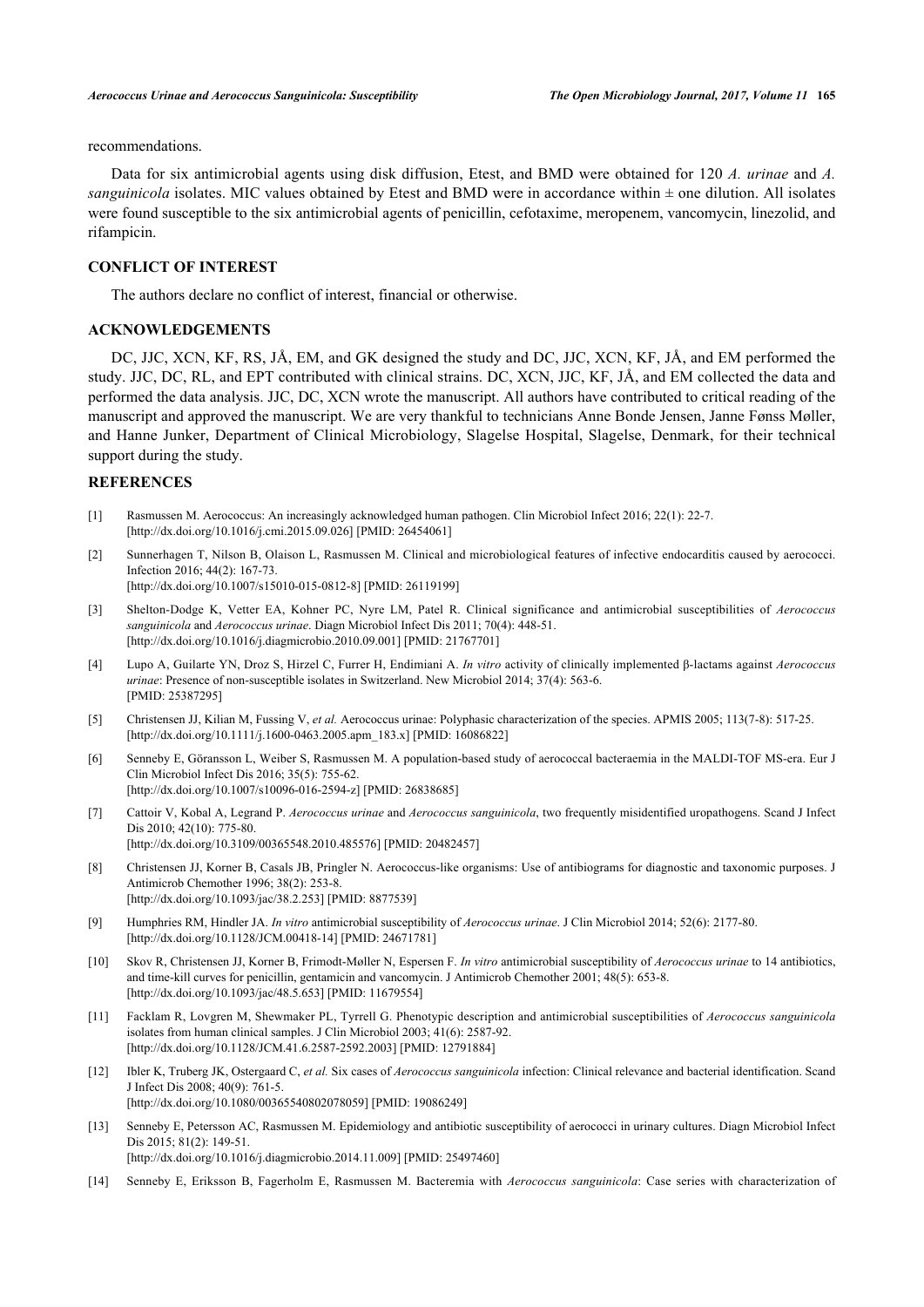recommendations.

Data for six antimicrobial agents using disk diffusion, Etest, and BMD were obtained for 120 *A. urinae* and *A. sanguinicola* isolates. MIC values obtained by Etest and BMD were in accordance within ± one dilution. All isolates were found susceptible to the six antimicrobial agents of penicillin, cefotaxime, meropenem, vancomycin, linezolid, and rifampicin.

## CONFLICT OF INTEREST

The authors declare no conflict of interest, financial or otherwise.

## ACKNOWLEDGEMENTS

DC, JJC, XCN, KF, RS, JÅ, EM, and GK designed the study and DC, JJC, XCN, KF, JÅ, and EM performed the study. JJC, DC, RL, and EPT contributed with clinical strains. DC, XCN, JJC, KF, JÅ, and EM collected the data and performed the data analysis. JJC, DC, XCN wrote the manuscript. All authors have contributed to critical reading of the manuscript and approved the manuscript. We are very thankful to technicians Anne Bonde Jensen, Janne Fønss Møller, and Hanne Junker, Department of Clinical Microbiology, Slagelse Hospital, Slagelse, Denmark, for their technical support during the study.

## REFERENCES

[1] Rasmussen M. Aerococcus: An increasingly acknowledged human pathogen. Clin Microbiol Infect 2016; 22(1): 22-7. [http://dx.doi.org/10.1016/j.cmi.2015.09.026] [PMID: 26454061]

[2] Sunnerhagen T, Nilson B, Olaison L, Rasmussen M. Clinical and microbiological features of infective endocarditis caused by aerococci. Infection 2016; 44(2): 167-73. [http://dx.doi.org/10.1007/s15010-015-0812-8] [PMID: 26119199]

[3] Shelton-Dodge K, Vetter EA, Kohner PC, Nyre LM, Patel R. Clinical significance and antimicrobial susceptibilities of *Aerococcus sanguinicola* and *Aerococcus urinae*. Diagn Microbiol Infect Dis 2011; 70(4): 448-51. [http://dx.doi.org/10.1016/j.diagmicrobio.2010.09.001] [PMID: 21767701]

[4] Lupo A, Guilarte YN, Droz S, Hirzel C, Furrer H, Endimiani A. *In vitro* activity of clinically implemented β-lactams against *Aerococcus urinae*: Presence of non-susceptible isolates in Switzerland. New Microbiol 2014; 37(4): 563-6. [PMID: 25387295]

[5] Christensen JJ, Kilian M, Fussing V, *et al.* Aerococcus urinae: Polyphasic characterization of the species. APMIS 2005; 113(7-8): 517-25. [http://dx.doi.org/10.1111/j.1600-0463.2005.apm_183.x] [PMID: 16086822]

[6] Senneby E, Göransson L, Weiber S, Rasmussen M. A population-based study of aerococcal bacteraemia in the MALDI-TOF MS-era. Eur J Clin Microbiol Infect Dis 2016; 35(5): 755-62. [http://dx.doi.org/10.1007/s10096-016-2594-z] [PMID: 26838685]

[7] Cattoir V, Kobal A, Legrand P. *Aerococcus urinae* and *Aerococcus sanguinicola*, two frequently misidentified uropathogens. Scand J Infect Dis 2010; 42(10): 775-80. [http://dx.doi.org/10.3109/00365548.2010.485576] [PMID: 20482457]

[8] Christensen JJ, Korner B, Casals JB, Pringler N. Aerococcus-like organisms: Use of antibiograms for diagnostic and taxonomic purposes. J Antimicrob Chemother 1996; 38(2): 253-8. [http://dx.doi.org/10.1093/jac/38.2.253] [PMID: 8877539]

[9] Humphries RM, Hindler JA. *In vitro* antimicrobial susceptibility of *Aerococcus urinae*. J Clin Microbiol 2014; 52(6): 2177-80. [http://dx.doi.org/10.1128/JCM.00418-14] [PMID: 24671781]

[10] Skov R, Christensen JJ, Korner B, Frimodt-Møller N, Espersen F. *In vitro* antimicrobial susceptibility of *Aerococcus urinae* to 14 antibiotics, and time-kill curves for penicillin, gentamicin and vancomycin. J Antimicrob Chemother 2001; 48(5): 653-8. [http://dx.doi.org/10.1093/jac/48.5.653] [PMID: 11679554]

[11] Facklam R, Lovgren M, Shewmaker PL, Tyrrell G. Phenotypic description and antimicrobial susceptibilities of *Aerococcus sanguinicola* isolates from human clinical samples. J Clin Microbiol 2003; 41(6): 2587-92. [http://dx.doi.org/10.1128/JCM.41.6.2587-2592.2003] [PMID: 12791884]

[12] Ibler K, Truberg JK, Ostergaard C, *et al.* Six cases of *Aerococcus sanguinicola* infection: Clinical relevance and bacterial identification. Scand J Infect Dis 2008; 40(9): 761-5. [http://dx.doi.org/10.1080/00365540802078059] [PMID: 19086249]

[13] Senneby E, Petersson AC, Rasmussen M. Epidemiology and antibiotic susceptibility of aerococci in urinary cultures. Diagn Microbiol Infect Dis 2015; 81(2): 149-51. [http://dx.doi.org/10.1016/j.diagmicrobio.2014.11.009] [PMID: 25497460]

[14] Senneby E, Eriksson B, Fagerholm E, Rasmussen M. Bacteremia with *Aerococcus sanguinicola*: Case series with characterization of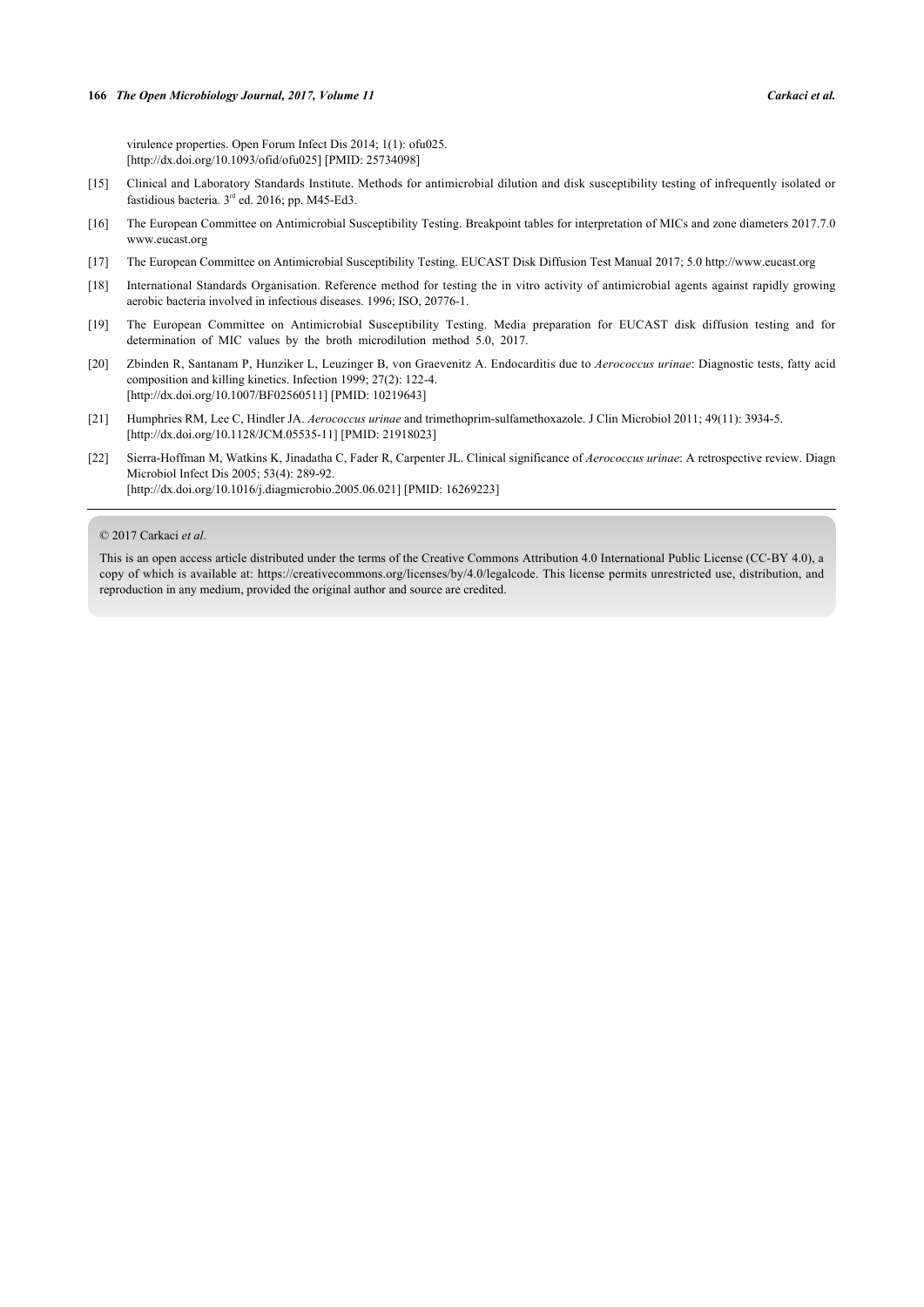virulence properties. Open Forum Infect Dis 2014; 1(1): ofu025.
[http://dx.doi.org/10.1093/ofid/ofu025] [PMID: 25734098]

[15] Clinical and Laboratory Standards Institute. Methods for antimicrobial dilution and disk susceptibility testing of infrequently isolated or fastidious bacteria. 3rd ed. 2016; pp. M45-Ed3.

[16] The European Committee on Antimicrobial Susceptibility Testing. Breakpoint tables for interpretation of MICs and zone diameters 2017.7.0 www.eucast.org

[17] The European Committee on Antimicrobial Susceptibility Testing. EUCAST Disk Diffusion Test Manual 2017; 5.0 http://www.eucast.org

[18] International Standards Organisation. Reference method for testing the in vitro activity of antimicrobial agents against rapidly growing aerobic bacteria involved in infectious diseases. 1996; ISO, 20776-1.

[19] The European Committee on Antimicrobial Susceptibility Testing. Media preparation for EUCAST disk diffusion testing and for determination of MIC values by the broth microdilution method 5.0, 2017.

[20] Zbinden R, Santanam P, Hunziker L, Leuzinger B, von Graevenitz A. Endocarditis due to *Aerococcus urinae*: Diagnostic tests, fatty acid composition and killing kinetics. Infection 1999; 27(2): 122-4.
[http://dx.doi.org/10.1007/BF02560511] [PMID: 10219643]

[21] Humphries RM, Lee C, Hindler JA. *Aerococcus urinae* and trimethoprim-sulfamethoxazole. J Clin Microbiol 2011; 49(11): 3934-5.
[http://dx.doi.org/10.1128/JCM.05535-11] [PMID: 21918023]

[22] Sierra-Hoffman M, Watkins K, Jinadatha C, Fader R, Carpenter JL. Clinical significance of *Aerococcus urinae*: A retrospective review. Diagn Microbiol Infect Dis 2005; 53(4): 289-92.
[http://dx.doi.org/10.1016/j.diagmicrobio.2005.06.021] [PMID: 16269223]

© 2017 Carkaci *et al*.

This is an open access article distributed under the terms of the Creative Commons Attribution 4.0 International Public License (CC-BY 4.0), a copy of which is available at: https://creativecommons.org/licenses/by/4.0/legalcode. This license permits unrestricted use, distribution, and reproduction in any medium, provided the original author and source are credited.